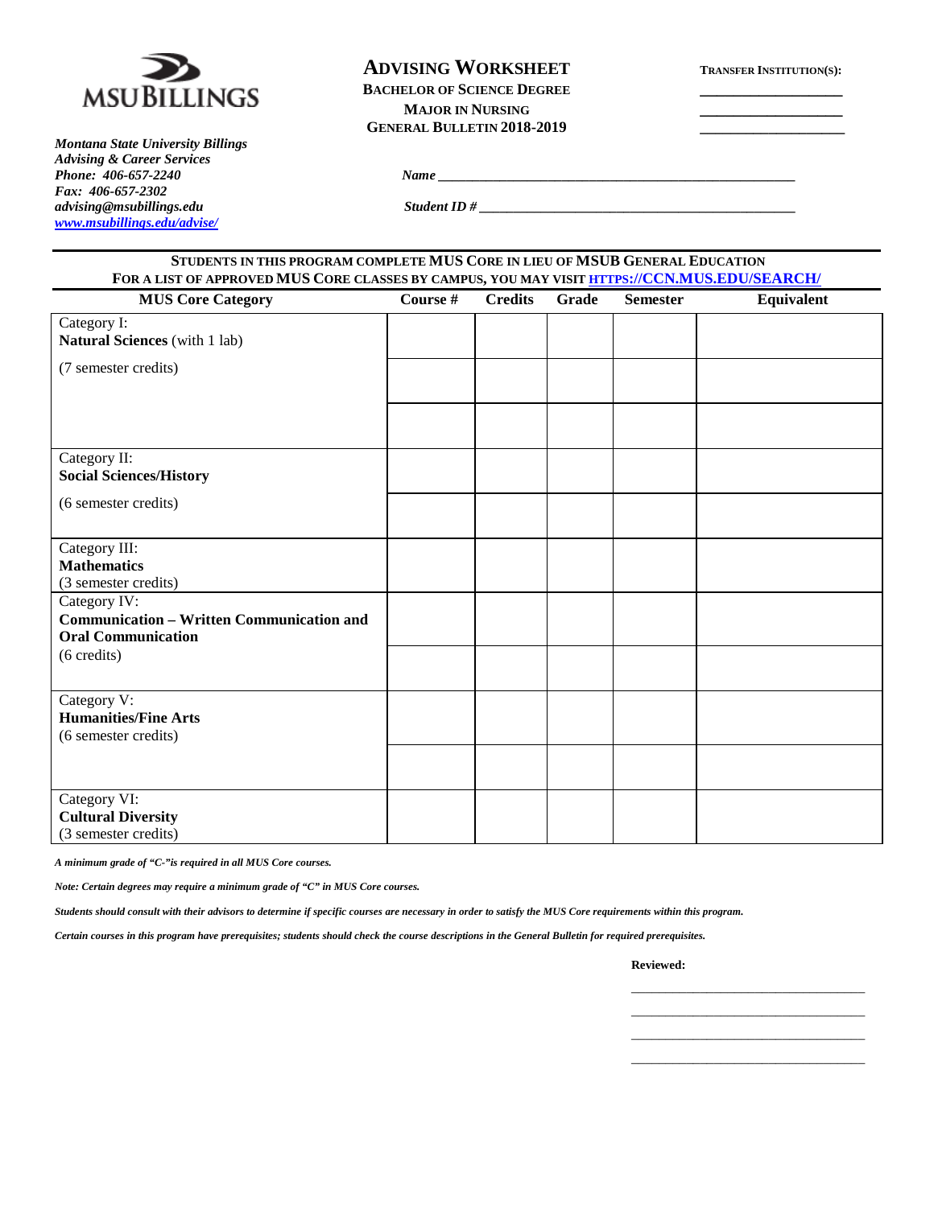MSU BILLINGS

*Montana State University Billings*
*Advising & Career Services*
*Phone: 406-657-2240*
*Fax: 406-657-2302*
*advising@msubillings.edu*
*www.msubillings.edu/advise/*

# ADVISING WORKSHEET

**BACHELOR OF SCIENCE DEGREE**
**MAJOR IN NURSING**
**GENERAL BULLETIN 2018-2019**

**TRANSFER INSTITUTION(S):**
\_\_\_\_\_\_\_\_\_\_\_\_\_\_\_\_\_\_\_\_
\_\_\_\_\_\_\_\_\_\_\_\_\_\_\_\_\_\_\_\_
\_\_\_\_\_\_\_\_\_\_\_\_\_\_\_\_\_\_\_\_

***Name*** \_\_\_\_\_\_\_\_\_\_\_\_\_\_\_\_\_\_\_\_\_\_\_\_\_\_\_\_\_\_\_\_\_\_\_\_\_\_\_\_\_\_\_\_\_\_\_\_

***Student ID #*** \_\_\_\_\_\_\_\_\_\_\_\_\_\_\_\_\_\_\_\_\_\_\_\_\_\_\_\_\_\_\_\_\_\_\_\_\_\_\_\_\_\_\_\_

**STUDENTS IN THIS PROGRAM COMPLETE MUS CORE IN LIEU OF MSUB GENERAL EDUCATION**
**FOR A LIST OF APPROVED MUS CORE CLASSES BY CAMPUS, YOU MAY VISIT HTTPS://CCN.MUS.EDU/SEARCH/**

| MUS Core Category | Course # | Credits | Grade | Semester | Equivalent |
|---|---|---|---|---|---|
| Category I: **Natural Sciences** (with 1 lab) | | | | | |
| (7 semester credits) | | | | | |
| | | | | | |
| Category II: **Social Sciences/History** | | | | | |
| (6 semester credits) | | | | | |
| Category III: **Mathematics** (3 semester credits) | | | | | |
| Category IV: **Communication – Written Communication and Oral Communication** | | | | | |
| (6 credits) | | | | | |
| Category V: **Humanities/Fine Arts** (6 semester credits) | | | | | |
| | | | | | |
| Category VI: **Cultural Diversity** (3 semester credits) | | | | | |

***A minimum grade of "C-"is required in all MUS Core courses.***

***Note: Certain degrees may require a minimum grade of "C" in MUS Core courses.***

***Students should consult with their advisors to determine if specific courses are necessary in order to satisfy the MUS Core requirements within this program.***

***Certain courses in this program have prerequisites; students should check the course descriptions in the General Bulletin for required prerequisites.***

**Reviewed:**

\_\_\_\_\_\_\_\_\_\_\_\_\_\_\_\_\_\_\_\_\_\_\_\_\_\_\_\_\_\_\_\_\_\_\_\_
\_\_\_\_\_\_\_\_\_\_\_\_\_\_\_\_\_\_\_\_\_\_\_\_\_\_\_\_\_\_\_\_\_\_\_\_
\_\_\_\_\_\_\_\_\_\_\_\_\_\_\_\_\_\_\_\_\_\_\_\_\_\_\_\_\_\_\_\_\_\_\_\_
\_\_\_\_\_\_\_\_\_\_\_\_\_\_\_\_\_\_\_\_\_\_\_\_\_\_\_\_\_\_\_\_\_\_\_\_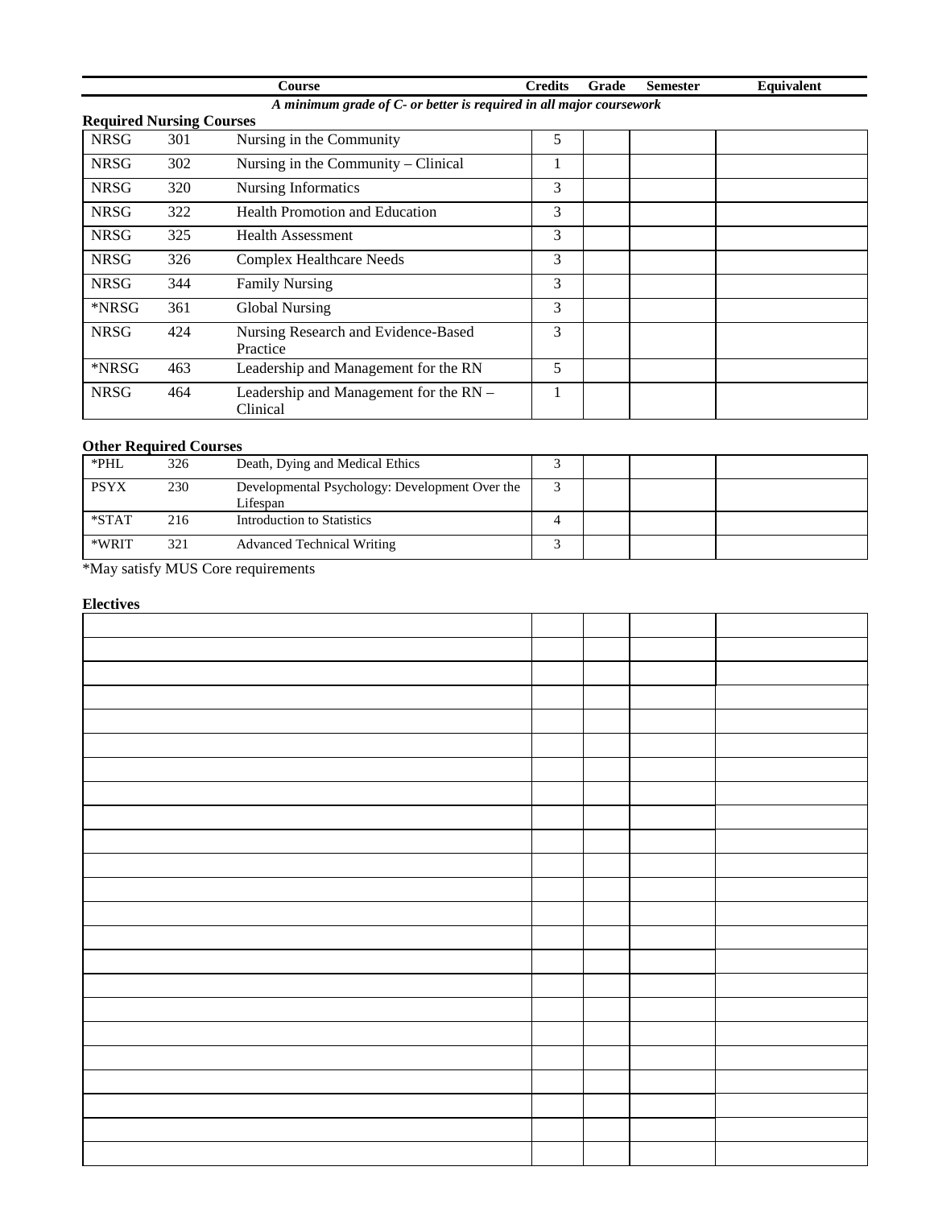| Course | | | Credits | Grade | Semester | Equivalent |
|---|---|---|---|---|---|---|

***A minimum grade of C- or better is required in all major coursework***

**Required Nursing Courses**

| Course | | | Credits | Grade | Semester | Equivalent |
|---|---|---|---|---|---|---|
| NRSG | 301 | Nursing in the Community | 5 | | | |
| NRSG | 302 | Nursing in the Community – Clinical | 1 | | | |
| NRSG | 320 | Nursing Informatics | 3 | | | |
| NRSG | 322 | Health Promotion and Education | 3 | | | |
| NRSG | 325 | Health Assessment | 3 | | | |
| NRSG | 326 | Complex Healthcare Needs | 3 | | | |
| NRSG | 344 | Family Nursing | 3 | | | |
| *NRSG | 361 | Global Nursing | 3 | | | |
| NRSG | 424 | Nursing Research and Evidence-Based Practice | 3 | | | |
| *NRSG | 463 | Leadership and Management for the RN | 5 | | | |
| NRSG | 464 | Leadership and Management for the RN – Clinical | 1 | | | |

**Other Required Courses**

| Course | | | Credits | Grade | Semester | Equivalent |
|---|---|---|---|---|---|---|
| *PHL | 326 | Death, Dying and Medical Ethics | 3 | | | |
| PSYX | 230 | Developmental Psychology: Development Over the Lifespan | 3 | | | |
| *STAT | 216 | Introduction to Statistics | 4 | | | |
| *WRIT | 321 | Advanced Technical Writing | 3 | | | |

*May satisfy MUS Core requirements

**Electives**

| Course | Credits | Grade | Semester | Equivalent |
|---|---|---|---|---|
| | | | | |
| | | | | |
| | | | | |
| | | | | |
| | | | | |
| | | | | |
| | | | | |
| | | | | |
| | | | | |
| | | | | |
| | | | | |
| | | | | |
| | | | | |
| | | | | |
| | | | | |
| | | | | |
| | | | | |
| | | | | |
| | | | | |
| | | | | |
| | | | | |
| | | | | |
| | | | | |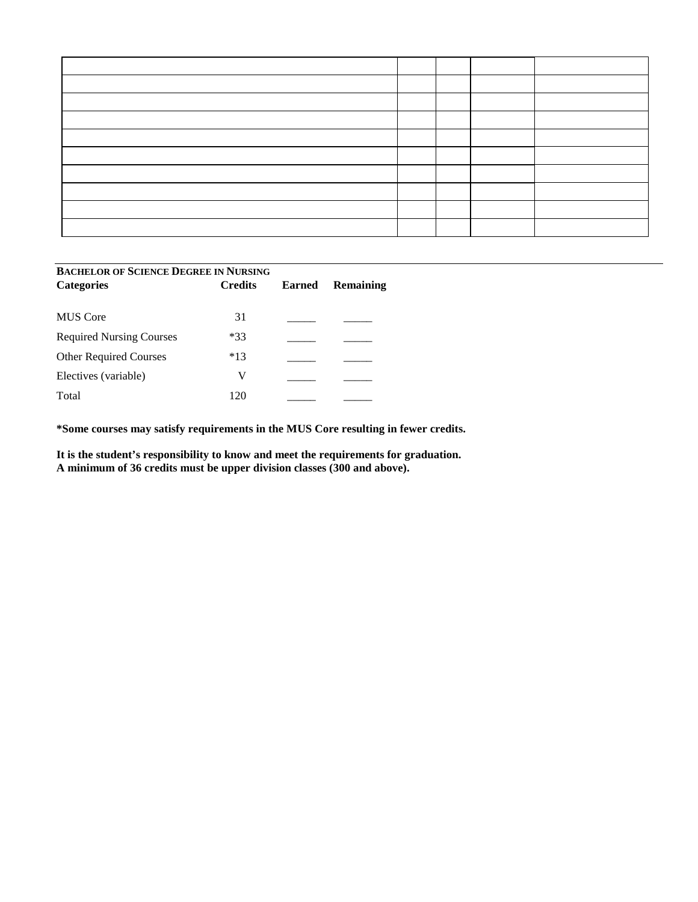| | | | | |
|---|---|---|---|---|
| | | | | |
| | | | | |
| | | | | |
| | | | | |
| | | | | |
| | | | | |
| | | | | |
| | | | | |
| | | | | |

---

**BACHELOR OF SCIENCE DEGREE IN NURSING**

| Categories | Credits | Earned | Remaining |
|---|---|---|---|
| MUS Core | 31 | _____ | _____ |
| Required Nursing Courses | *33 | _____ | _____ |
| Other Required Courses | *13 | _____ | _____ |
| Electives (variable) | V | _____ | _____ |
| Total | 120 | _____ | _____ |

**\*Some courses may satisfy requirements in the MUS Core resulting in fewer credits.**

**It is the student's responsibility to know and meet the requirements for graduation.**
**A minimum of 36 credits must be upper division classes (300 and above).**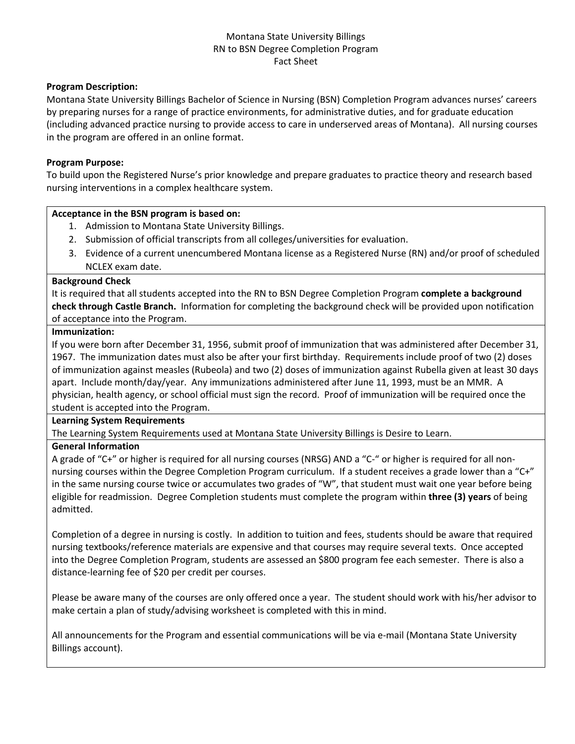Montana State University Billings
RN to BSN Degree Completion Program
Fact Sheet

**Program Description:**
Montana State University Billings Bachelor of Science in Nursing (BSN) Completion Program advances nurses' careers by preparing nurses for a range of practice environments, for administrative duties, and for graduate education (including advanced practice nursing to provide access to care in underserved areas of Montana). All nursing courses in the program are offered in an online format.

**Program Purpose:**
To build upon the Registered Nurse's prior knowledge and prepare graduates to practice theory and research based nursing interventions in a complex healthcare system.

**Acceptance in the BSN program is based on:**

1. Admission to Montana State University Billings.
2. Submission of official transcripts from all colleges/universities for evaluation.
3. Evidence of a current unencumbered Montana license as a Registered Nurse (RN) and/or proof of scheduled NCLEX exam date.

**Background Check**
It is required that all students accepted into the RN to BSN Degree Completion Program **complete a background check through Castle Branch.** Information for completing the background check will be provided upon notification of acceptance into the Program.

**Immunization:**
If you were born after December 31, 1956, submit proof of immunization that was administered after December 31, 1967. The immunization dates must also be after your first birthday. Requirements include proof of two (2) doses of immunization against measles (Rubeola) and two (2) doses of immunization against Rubella given at least 30 days apart. Include month/day/year. Any immunizations administered after June 11, 1993, must be an MMR. A physician, health agency, or school official must sign the record. Proof of immunization will be required once the student is accepted into the Program.

**Learning System Requirements**
The Learning System Requirements used at Montana State University Billings is Desire to Learn.

**General Information**
A grade of "C+" or higher is required for all nursing courses (NRSG) AND a "C-" or higher is required for all non-nursing courses within the Degree Completion Program curriculum. If a student receives a grade lower than a "C+" in the same nursing course twice or accumulates two grades of "W", that student must wait one year before being eligible for readmission. Degree Completion students must complete the program within **three (3) years** of being admitted.

Completion of a degree in nursing is costly. In addition to tuition and fees, students should be aware that required nursing textbooks/reference materials are expensive and that courses may require several texts. Once accepted into the Degree Completion Program, students are assessed an $800 program fee each semester. There is also a distance-learning fee of $20 per credit per courses.

Please be aware many of the courses are only offered once a year. The student should work with his/her advisor to make certain a plan of study/advising worksheet is completed with this in mind.

All announcements for the Program and essential communications will be via e-mail (Montana State University Billings account).